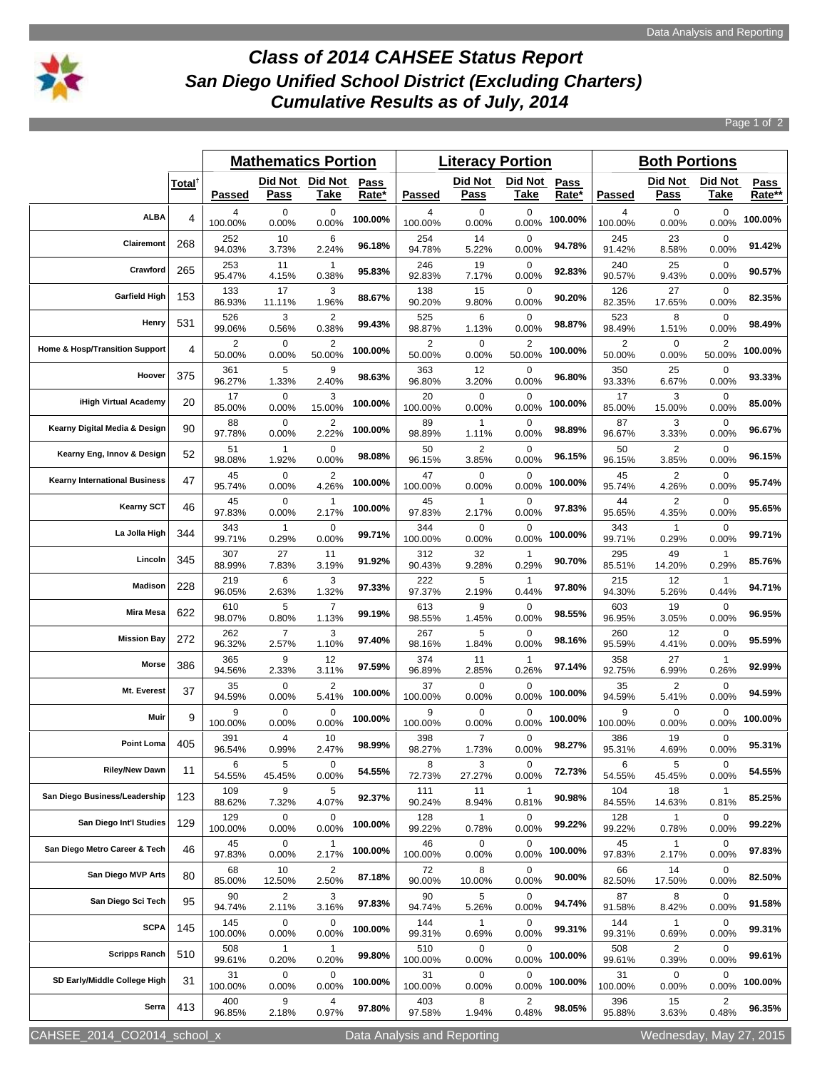# Class of 2014 CAHSEE Status Report
# San Diego Unified School District (Excluding Charters)
# Cumulative Results as of July, 2014

| | | Mathematics Portion | | | | Literacy Portion | | | | Both Portions | | | |
|---|---|---|---|---|---|---|---|---|---|---|---|---|---|
| | Total† | Passed | Did Not Pass | Did Not Take | Pass Rate* | Passed | Did Not Pass | Did Not Take | Pass Rate* | Passed | Did Not Pass | Did Not Take | Pass Rate** |
| ALBA | 4 | 4 100.00% | 0 0.00% | 0 0.00% | 100.00% | 4 100.00% | 0 0.00% | 0 0.00% | 100.00% | 4 100.00% | 0 0.00% | 0 0.00% | 100.00% |
| Clairemont | 268 | 252 94.03% | 10 3.73% | 6 2.24% | 96.18% | 254 94.78% | 14 5.22% | 0 0.00% | 94.78% | 245 91.42% | 23 8.58% | 0 0.00% | 91.42% |
| Crawford | 265 | 253 95.47% | 11 4.15% | 1 0.38% | 95.83% | 246 92.83% | 19 7.17% | 0 0.00% | 92.83% | 240 90.57% | 25 9.43% | 0 0.00% | 90.57% |
| Garfield High | 153 | 133 86.93% | 17 11.11% | 3 1.96% | 88.67% | 138 90.20% | 15 9.80% | 0 0.00% | 90.20% | 126 82.35% | 27 17.65% | 0 0.00% | 82.35% |
| Henry | 531 | 526 99.06% | 3 0.56% | 2 0.38% | 99.43% | 525 98.87% | 6 1.13% | 0 0.00% | 98.87% | 523 98.49% | 8 1.51% | 0 0.00% | 98.49% |
| Home & Hosp/Transition Support | 4 | 2 50.00% | 0 0.00% | 2 50.00% | 100.00% | 2 50.00% | 0 0.00% | 2 50.00% | 100.00% | 2 50.00% | 0 0.00% | 2 50.00% | 100.00% |
| Hoover | 375 | 361 96.27% | 5 1.33% | 9 2.40% | 98.63% | 363 96.80% | 12 3.20% | 0 0.00% | 96.80% | 350 93.33% | 25 6.67% | 0 0.00% | 93.33% |
| iHigh Virtual Academy | 20 | 17 85.00% | 0 0.00% | 3 15.00% | 100.00% | 20 100.00% | 0 0.00% | 0 0.00% | 100.00% | 17 85.00% | 3 15.00% | 0 0.00% | 85.00% |
| Kearny Digital Media & Design | 90 | 88 97.78% | 0 0.00% | 2 2.22% | 100.00% | 89 98.89% | 1 1.11% | 0 0.00% | 98.89% | 87 96.67% | 3 3.33% | 0 0.00% | 96.67% |
| Kearny Eng, Innov & Design | 52 | 51 98.08% | 1 1.92% | 0 0.00% | 98.08% | 50 96.15% | 2 3.85% | 0 0.00% | 96.15% | 50 96.15% | 2 3.85% | 0 0.00% | 96.15% |
| Kearny International Business | 47 | 45 95.74% | 0 0.00% | 2 4.26% | 100.00% | 47 100.00% | 0 0.00% | 0 0.00% | 100.00% | 45 95.74% | 2 4.26% | 0 0.00% | 95.74% |
| Kearny SCT | 46 | 45 97.83% | 0 0.00% | 1 2.17% | 100.00% | 45 97.83% | 1 2.17% | 0 0.00% | 97.83% | 44 95.65% | 2 4.35% | 0 0.00% | 95.65% |
| La Jolla High | 344 | 343 99.71% | 1 0.29% | 0 0.00% | 99.71% | 344 100.00% | 0 0.00% | 0 0.00% | 100.00% | 343 99.71% | 1 0.29% | 0 0.00% | 99.71% |
| Lincoln | 345 | 307 88.99% | 27 7.83% | 11 3.19% | 91.92% | 312 90.43% | 32 9.28% | 1 0.29% | 90.70% | 295 85.51% | 49 14.20% | 1 0.29% | 85.76% |
| Madison | 228 | 219 96.05% | 6 2.63% | 3 1.32% | 97.33% | 222 97.37% | 5 2.19% | 1 0.44% | 97.80% | 215 94.30% | 12 5.26% | 1 0.44% | 94.71% |
| Mira Mesa | 622 | 610 98.07% | 5 0.80% | 7 1.13% | 99.19% | 613 98.55% | 9 1.45% | 0 0.00% | 98.55% | 603 96.95% | 19 3.05% | 0 0.00% | 96.95% |
| Mission Bay | 272 | 262 96.32% | 7 2.57% | 3 1.10% | 97.40% | 267 98.16% | 5 1.84% | 0 0.00% | 98.16% | 260 95.59% | 12 4.41% | 0 0.00% | 95.59% |
| Morse | 386 | 365 94.56% | 9 2.33% | 12 3.11% | 97.59% | 374 96.89% | 11 2.85% | 1 0.26% | 97.14% | 358 92.75% | 27 6.99% | 1 0.26% | 92.99% |
| Mt. Everest | 37 | 35 94.59% | 0 0.00% | 2 5.41% | 100.00% | 37 100.00% | 0 0.00% | 0 0.00% | 100.00% | 35 94.59% | 2 5.41% | 0 0.00% | 94.59% |
| Muir | 9 | 9 100.00% | 0 0.00% | 0 0.00% | 100.00% | 9 100.00% | 0 0.00% | 0 0.00% | 100.00% | 9 100.00% | 0 0.00% | 0 0.00% | 100.00% |
| Point Loma | 405 | 391 96.54% | 4 0.99% | 10 2.47% | 98.99% | 398 98.27% | 7 1.73% | 0 0.00% | 98.27% | 386 95.31% | 19 4.69% | 0 0.00% | 95.31% |
| Riley/New Dawn | 11 | 6 54.55% | 5 45.45% | 0 0.00% | 54.55% | 8 72.73% | 3 27.27% | 0 0.00% | 72.73% | 6 54.55% | 5 45.45% | 0 0.00% | 54.55% |
| San Diego Business/Leadership | 123 | 109 88.62% | 9 7.32% | 5 4.07% | 92.37% | 111 90.24% | 11 8.94% | 1 0.81% | 90.98% | 104 84.55% | 18 14.63% | 1 0.81% | 85.25% |
| San Diego Int'l Studies | 129 | 129 100.00% | 0 0.00% | 0 0.00% | 100.00% | 128 99.22% | 1 0.78% | 0 0.00% | 99.22% | 128 99.22% | 1 0.78% | 0 0.00% | 99.22% |
| San Diego Metro Career & Tech | 46 | 45 97.83% | 0 0.00% | 1 2.17% | 100.00% | 46 100.00% | 0 0.00% | 0 0.00% | 100.00% | 45 97.83% | 1 2.17% | 0 0.00% | 97.83% |
| San Diego MVP Arts | 80 | 68 85.00% | 10 12.50% | 2 2.50% | 87.18% | 72 90.00% | 8 10.00% | 0 0.00% | 90.00% | 66 82.50% | 14 17.50% | 0 0.00% | 82.50% |
| San Diego Sci Tech | 95 | 90 94.74% | 2 2.11% | 3 3.16% | 97.83% | 90 94.74% | 5 5.26% | 0 0.00% | 94.74% | 87 91.58% | 8 8.42% | 0 0.00% | 91.58% |
| SCPA | 145 | 145 100.00% | 0 0.00% | 0 0.00% | 100.00% | 144 99.31% | 1 0.69% | 0 0.00% | 99.31% | 144 99.31% | 1 0.69% | 0 0.00% | 99.31% |
| Scripps Ranch | 510 | 508 99.61% | 1 0.20% | 1 0.20% | 99.80% | 510 100.00% | 0 0.00% | 0 0.00% | 100.00% | 508 99.61% | 2 0.39% | 0 0.00% | 99.61% |
| SD Early/Middle College High | 31 | 31 100.00% | 0 0.00% | 0 0.00% | 100.00% | 31 100.00% | 0 0.00% | 0 0.00% | 100.00% | 31 100.00% | 0 0.00% | 0 0.00% | 100.00% |
| Serra | 413 | 400 96.85% | 9 2.18% | 4 0.97% | 97.80% | 403 97.58% | 8 1.94% | 2 0.48% | 98.05% | 396 95.88% | 15 3.63% | 2 0.48% | 96.35% |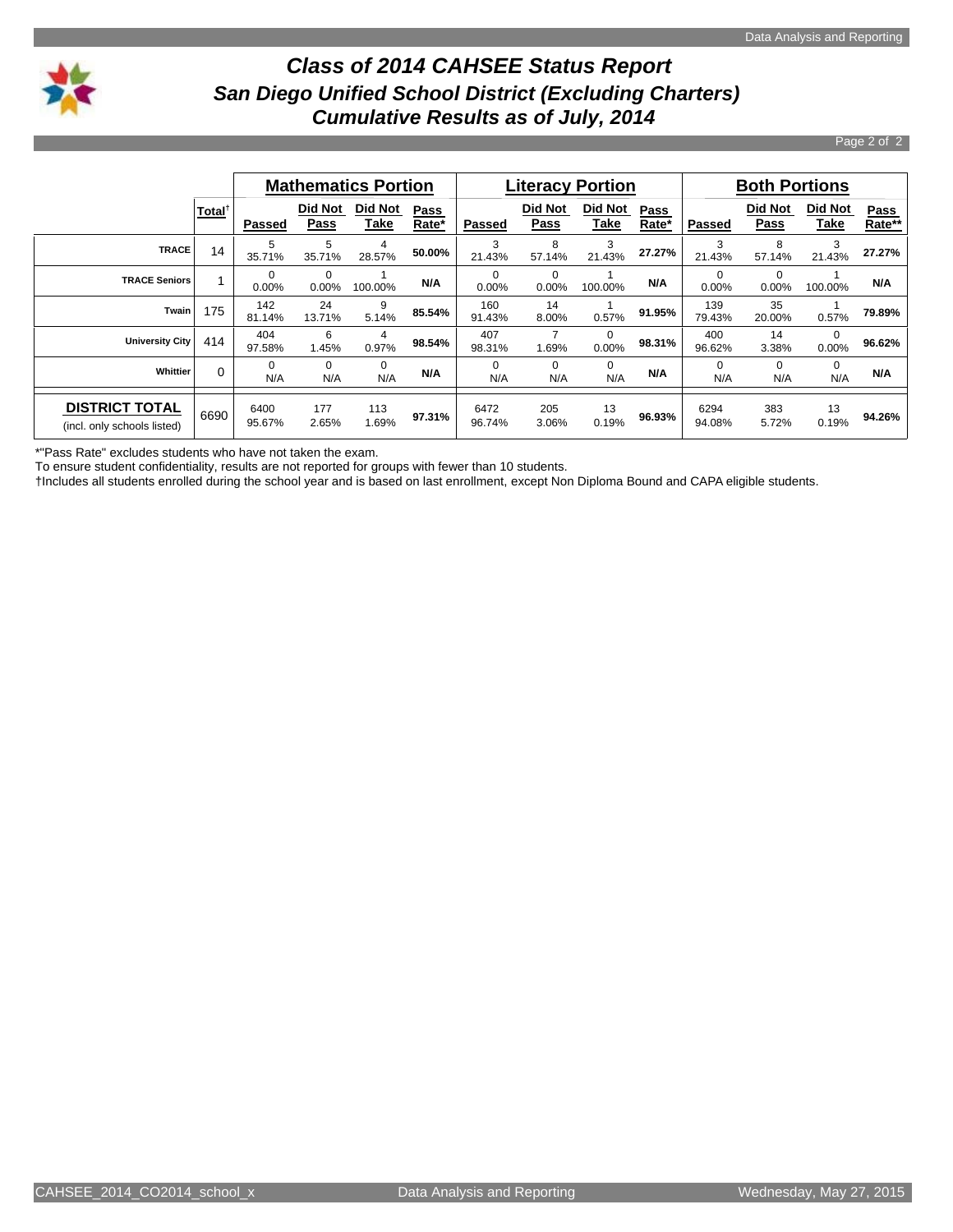# Class of 2014 CAHSEE Status Report
## San Diego Unified School District (Excluding Charters)
## Cumulative Results as of July, 2014

| | Total† | Mathematics Portion | | | | Literacy Portion | | | | Both Portions | | | |
|---|---|---|---|---|---|---|---|---|---|---|---|---|---|
| | | Passed | Did Not Pass | Did Not Take | Pass Rate* | Passed | Did Not Pass | Did Not Take | Pass Rate* | Passed | Did Not Pass | Did Not Take | Pass Rate** |
| TRACE | 14 | 5 35.71% | 5 35.71% | 4 28.57% | 50.00% | 3 21.43% | 8 57.14% | 3 21.43% | 27.27% | 3 21.43% | 8 57.14% | 3 21.43% | 27.27% |
| TRACE Seniors | 1 | 0 0.00% | 0 0.00% | 1 100.00% | N/A | 0 0.00% | 0 0.00% | 1 100.00% | N/A | 0 0.00% | 0 0.00% | 1 100.00% | N/A |
| Twain | 175 | 142 81.14% | 24 13.71% | 9 5.14% | 85.54% | 160 91.43% | 14 8.00% | 1 0.57% | 91.95% | 139 79.43% | 35 20.00% | 1 0.57% | 79.89% |
| University City | 414 | 404 97.58% | 6 1.45% | 4 0.97% | 98.54% | 407 98.31% | 7 1.69% | 0 0.00% | 98.31% | 400 96.62% | 14 3.38% | 0 0.00% | 96.62% |
| Whittier | 0 | 0 N/A | 0 N/A | 0 N/A | N/A | 0 N/A | 0 N/A | 0 N/A | N/A | 0 N/A | 0 N/A | 0 N/A | N/A |
| **DISTRICT TOTAL** (incl. only schools listed) | 6690 | 6400 95.67% | 177 2.65% | 113 1.69% | 97.31% | 6472 96.74% | 205 3.06% | 13 0.19% | 96.93% | 6294 94.08% | 383 5.72% | 13 0.19% | 94.26% |

*"Pass Rate" excludes students who have not taken the exam.

To ensure student confidentiality, results are not reported for groups with fewer than 10 students.

†Includes all students enrolled during the school year and is based on last enrollment, except Non Diploma Bound and CAPA eligible students.